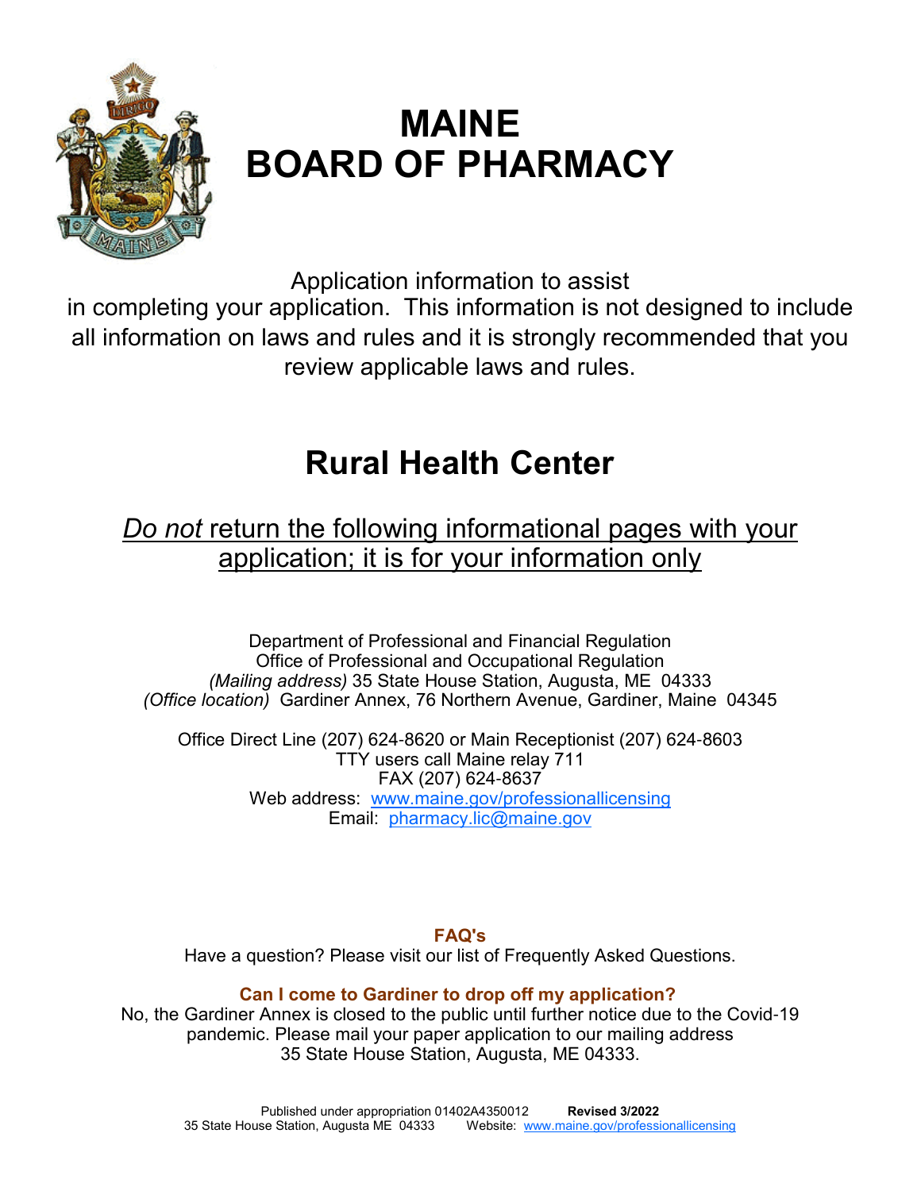# MAINE BOARD OF PHARMACY

Application information to assist in completing your application. This information is not designed to include all information on laws and rules and it is strongly recommended that you review applicable laws and rules.

## Rural Health Center

*Do not* return the following informational pages with your application; it is for your information only

Department of Professional and Financial Regulation
Office of Professional and Occupational Regulation
*(Mailing address)* 35 State House Station, Augusta, ME 04333
*(Office location)* Gardiner Annex, 76 Northern Avenue, Gardiner, Maine 04345

Office Direct Line (207) 624-8620 or Main Receptionist (207) 624-8603
TTY users call Maine relay 711
FAX (207) 624-8637
Web address: www.maine.gov/professionallicensing
Email: pharmacy.lic@maine.gov

**FAQ's**

Have a question? Please visit our list of Frequently Asked Questions.

**Can I come to Gardiner to drop off my application?**

No, the Gardiner Annex is closed to the public until further notice due to the Covid-19 pandemic. Please mail your paper application to our mailing address 35 State House Station, Augusta, ME 04333.

Published under appropriation 01402A4350012 **Revised 3/2022**
35 State House Station, Augusta ME 04333 Website: www.maine.gov/professionallicensing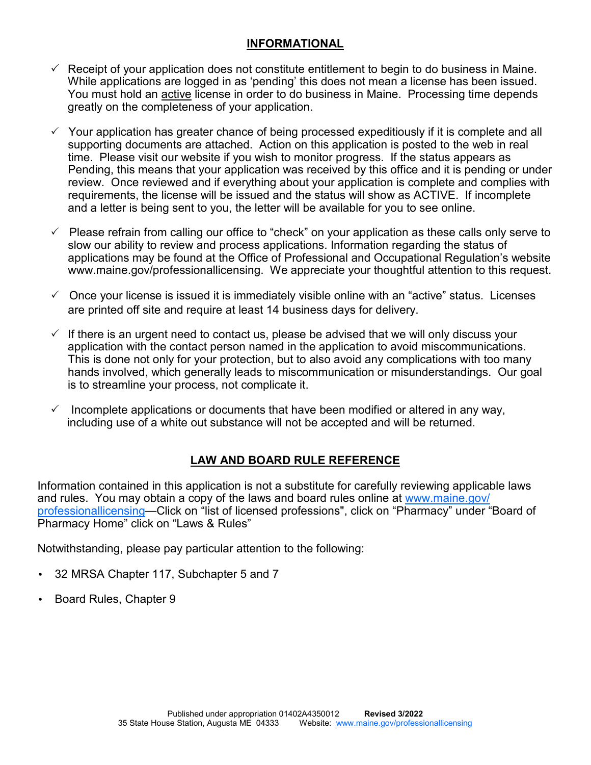## INFORMATIONAL

- ✓ Receipt of your application does not constitute entitlement to begin to do business in Maine. While applications are logged in as 'pending' this does not mean a license has been issued. You must hold an active license in order to do business in Maine. Processing time depends greatly on the completeness of your application.
- ✓ Your application has greater chance of being processed expeditiously if it is complete and all supporting documents are attached. Action on this application is posted to the web in real time. Please visit our website if you wish to monitor progress. If the status appears as Pending, this means that your application was received by this office and it is pending or under review. Once reviewed and if everything about your application is complete and complies with requirements, the license will be issued and the status will show as ACTIVE. If incomplete and a letter is being sent to you, the letter will be available for you to see online.
- ✓ Please refrain from calling our office to "check" on your application as these calls only serve to slow our ability to review and process applications. Information regarding the status of applications may be found at the Office of Professional and Occupational Regulation's website www.maine.gov/professionallicensing. We appreciate your thoughtful attention to this request.
- ✓ Once your license is issued it is immediately visible online with an "active" status. Licenses are printed off site and require at least 14 business days for delivery.
- ✓ If there is an urgent need to contact us, please be advised that we will only discuss your application with the contact person named in the application to avoid miscommunications. This is done not only for your protection, but to also avoid any complications with too many hands involved, which generally leads to miscommunication or misunderstandings. Our goal is to streamline your process, not complicate it.
- ✓ Incomplete applications or documents that have been modified or altered in any way, including use of a white out substance will not be accepted and will be returned.

## LAW AND BOARD RULE REFERENCE

Information contained in this application is not a substitute for carefully reviewing applicable laws and rules. You may obtain a copy of the laws and board rules online at www.maine.gov/professionallicensing—Click on "list of licensed professions", click on "Pharmacy" under "Board of Pharmacy Home" click on "Laws & Rules"

Notwithstanding, please pay particular attention to the following:

- 32 MRSA Chapter 117, Subchapter 5 and 7
- Board Rules, Chapter 9

Published under appropriation 01402A4350012 **Revised 3/2022**
35 State House Station, Augusta ME 04333 Website: www.maine.gov/professionallicensing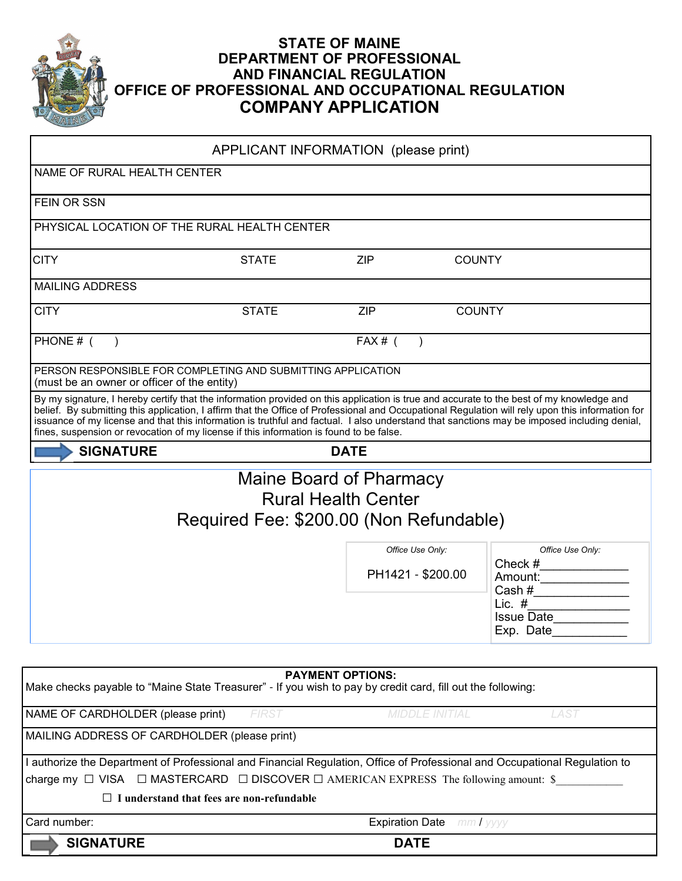# STATE OF MAINE
# DEPARTMENT OF PROFESSIONAL AND FINANCIAL REGULATION
# OFFICE OF PROFESSIONAL AND OCCUPATIONAL REGULATION
# COMPANY APPLICATION

| APPLICANT INFORMATION (please print) | | | |
|---|---|---|---|
| NAME OF RURAL HEALTH CENTER | | | |
| FEIN OR SSN | | | |
| PHYSICAL LOCATION OF THE RURAL HEALTH CENTER | | | |
| CITY | STATE | ZIP | COUNTY |
| MAILING ADDRESS | | | |
| CITY | STATE | ZIP | COUNTY |
| PHONE # ( ) | | FAX # ( ) | |
| PERSON RESPONSIBLE FOR COMPLETING AND SUBMITTING APPLICATION (must be an owner or officer of the entity) | | | |
| By my signature, I hereby certify that the information provided on this application is true and accurate to the best of my knowledge and belief. By submitting this application, I affirm that the Office of Professional and Occupational Regulation will rely upon this information for issuance of my license and that this information is truthful and factual. I also understand that sanctions may be imposed including denial, fines, suspension or revocation of my license if this information is found to be false. | | | |
| **SIGNATURE** | | **DATE** | |

## Maine Board of Pharmacy
## Rural Health Center
## Required Fee: $200.00 (Non Refundable)

*Office Use Only:*

PH1421 - $200.00

*Office Use Only:*

Check #____________
Amount:____________
Cash #____________
Lic. #____________
Issue Date__________
Exp. Date__________

**PAYMENT OPTIONS:**

Make checks payable to “Maine State Treasurer” - If you wish to pay by credit card, fill out the following:

NAME OF CARDHOLDER (please print) FIRST MIDDLE INITIAL LAST

MAILING ADDRESS OF CARDHOLDER (please print)

I authorize the Department of Professional and Financial Regulation, Office of Professional and Occupational Regulation to charge my ☐ VISA ☐ MASTERCARD ☐ DISCOVER ☐ AMERICAN EXPRESS The following amount: $____________

☐ **I understand that fees are non-refundable**

Card number: Expiration Date mm / yyyy

**SIGNATURE** **DATE**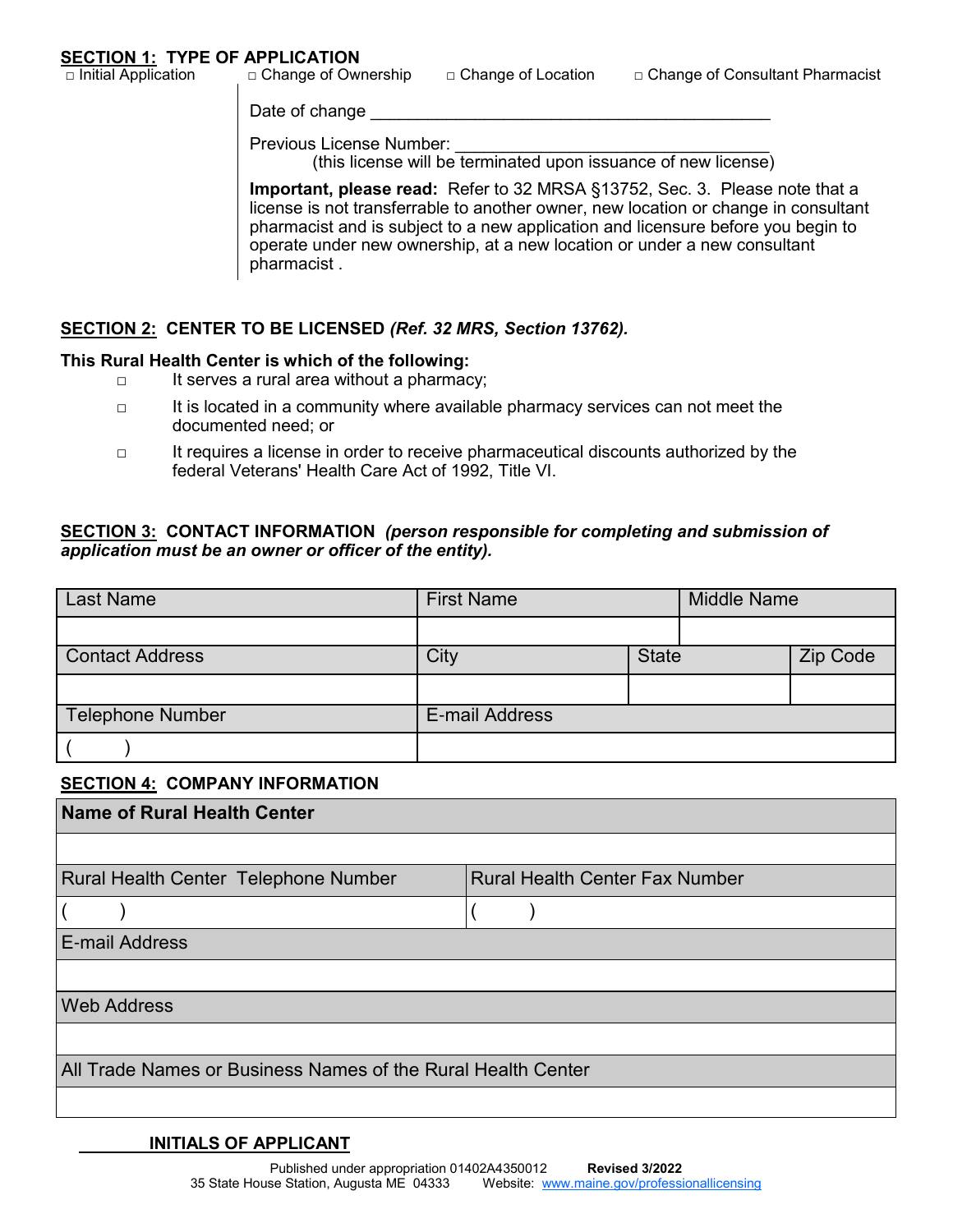## SECTION 1: TYPE OF APPLICATION

□ Initial Application □ Change of Ownership □ Change of Location □ Change of Consultant Pharmacist

Date of change ___________________________________________

Previous License Number: ___________________________________
(this license will be terminated upon issuance of new license)

**Important, please read:** Refer to 32 MRSA §13752, Sec. 3. Please note that a license is not transferrable to another owner, new location or change in consultant pharmacist and is subject to a new application and licensure before you begin to operate under new ownership, at a new location or under a new consultant pharmacist .

## SECTION 2: CENTER TO BE LICENSED *(Ref. 32 MRS, Section 13762).*

**This Rural Health Center is which of the following:**

- □ It serves a rural area without a pharmacy;
- □ It is located in a community where available pharmacy services can not meet the documented need; or
- □ It requires a license in order to receive pharmaceutical discounts authorized by the federal Veterans' Health Care Act of 1992, Title VI.

## SECTION 3: CONTACT INFORMATION *(person responsible for completing and submission of application must be an owner or officer of the entity).*

| Last Name | First Name | | Middle Name |
|---|---|---|---|
| | | | |
| Contact Address | City | State | Zip Code |
| | | | |
| Telephone Number | E-mail Address | | |
| (     ) | | | |

## SECTION 4: COMPANY INFORMATION

| **Name of Rural Health Center** | |
|---|---|
| | |
| Rural Health Center Telephone Number | Rural Health Center Fax Number |
| (     ) | (     ) |
| E-mail Address | |
| | |
| Web Address | |
| | |
| All Trade Names or Business Names of the Rural Health Center | |
| | |

_______ **INITIALS OF APPLICANT**

Published under appropriation 01402A4350012 **Revised 3/2022**
35 State House Station, Augusta ME 04333 Website: www.maine.gov/professionallicensing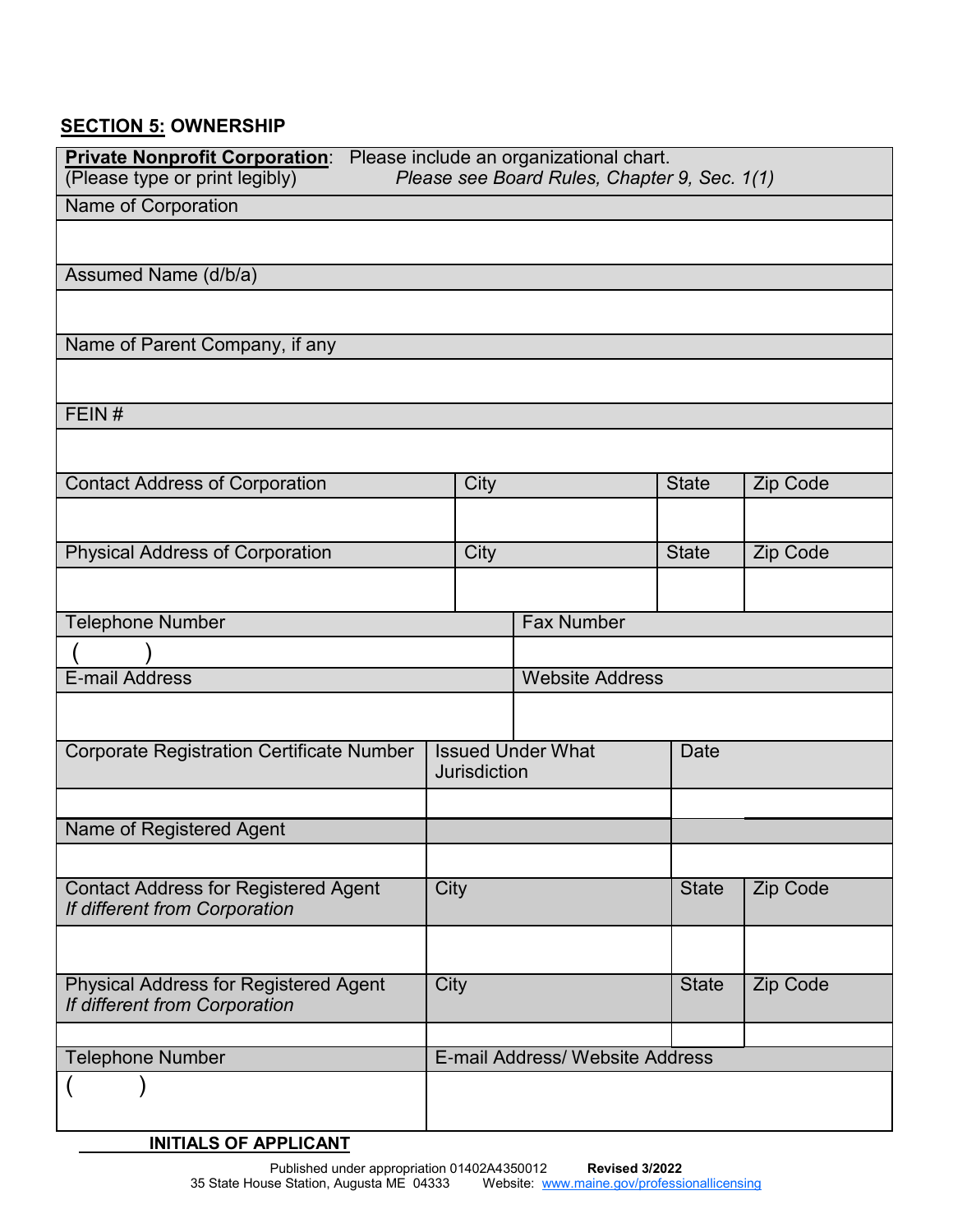## SECTION 5: OWNERSHIP

| **Private Nonprofit Corporation**: Please include an organizational chart.<br>(Please type or print legibly) *Please see Board Rules, Chapter 9, Sec. 1(1)* | | | |
|---|---|---|---|
| Name of Corporation | | | |
| | | | |
| Assumed Name (d/b/a) | | | |
| | | | |
| Name of Parent Company, if any | | | |
| | | | |
| FEIN # | | | |
| | | | |
| Contact Address of Corporation | City | State | Zip Code |
| | | | |
| Physical Address of Corporation | City | State | Zip Code |
| | | | |
| Telephone Number | Fax Number | | |
| ( ) | | | |
| E-mail Address | Website Address | | |
| | | | |
| Corporate Registration Certificate Number | Issued Under What Jurisdiction | Date | |
| | | | |
| Name of Registered Agent | | | |
| | | | |
| Contact Address for Registered Agent *If different from Corporation* | City | State | Zip Code |
| | | | |
| Physical Address for Registered Agent *If different from Corporation* | City | State | Zip Code |
| | | | |
| Telephone Number | E-mail Address/ Website Address | | |
| ( ) | | | |

_______ **INITIALS OF APPLICANT**

Published under appropriation 01402A4350012 **Revised 3/2022**
35 State House Station, Augusta ME 04333 Website: www.maine.gov/professionallicensing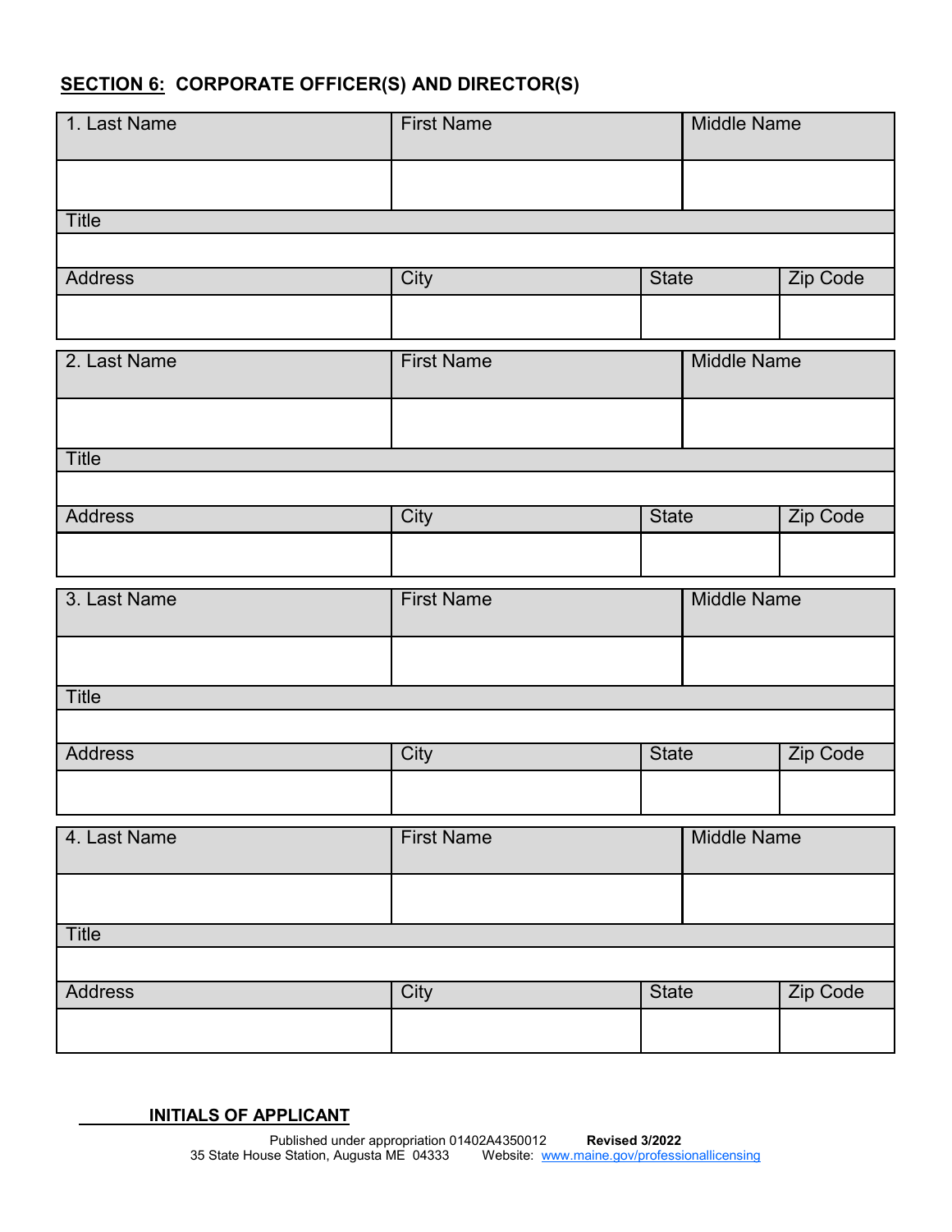## SECTION 6: CORPORATE OFFICER(S) AND DIRECTOR(S)

| 1. Last Name | First Name | Middle Name | |
|---|---|---|---|
| | | | |
| Title | | | |
| | | | |
| Address | City | State | Zip Code |
| | | | |

| 2. Last Name | First Name | Middle Name | |
|---|---|---|---|
| | | | |
| Title | | | |
| | | | |
| Address | City | State | Zip Code |
| | | | |

| 3. Last Name | First Name | Middle Name | |
|---|---|---|---|
| | | | |
| Title | | | |
| | | | |
| Address | City | State | Zip Code |
| | | | |

| 4. Last Name | First Name | Middle Name | |
|---|---|---|---|
| | | | |
| Title | | | |
| | | | |
| Address | City | State | Zip Code |
| | | | |

\_\_\_\_\_\_\_\_ **INITIALS OF APPLICANT**

Published under appropriation 01402A4350012 **Revised 3/2022**
35 State House Station, Augusta ME 04333 Website: www.maine.gov/professionallicensing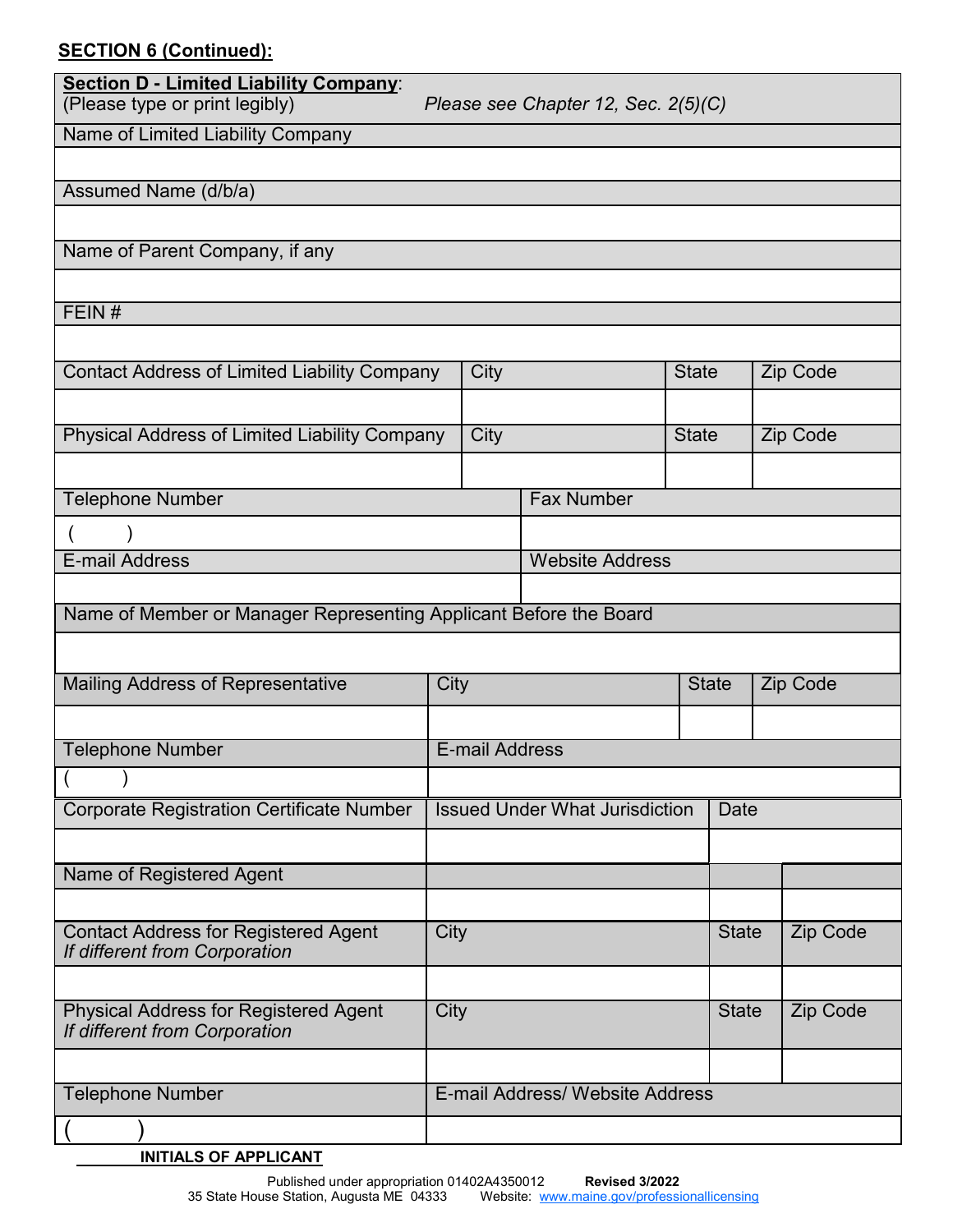**SECTION 6 (Continued):**

| **Section D - Limited Liability Company**:<br>(Please type or print legibly) *Please see Chapter 12, Sec. 2(5)(C)* | | | |
|---|---|---|---|
| Name of Limited Liability Company | | | |
| | | | |
| Assumed Name (d/b/a) | | | |
| | | | |
| Name of Parent Company, if any | | | |
| | | | |
| FEIN # | | | |
| | | | |
| Contact Address of Limited Liability Company | City | State | Zip Code |
| | | | |
| Physical Address of Limited Liability Company | City | State | Zip Code |
| | | | |
| Telephone Number | Fax Number | | |
| (     ) | | | |
| E-mail Address | Website Address | | |
| | | | |
| Name of Member or Manager Representing Applicant Before the Board | | | |
| | | | |
| Mailing Address of Representative | City | State | Zip Code |
| | | | |
| Telephone Number | E-mail Address | | |
| (     ) | | | |
| Corporate Registration Certificate Number | Issued Under What Jurisdiction | Date | |
| | | | |
| Name of Registered Agent | | | |
| | | | |
| Contact Address for Registered Agent<br>*If different from Corporation* | City | State | Zip Code |
| | | | |
| Physical Address for Registered Agent<br>*If different from Corporation* | City | State | Zip Code |
| | | | |
| Telephone Number | E-mail Address/ Website Address | | |
| (     ) | | | |

______ **INITIALS OF APPLICANT**

Published under appropriation 01402A4350012 **Revised 3/2022**
35 State House Station, Augusta ME 04333 Website: www.maine.gov/professionallicensing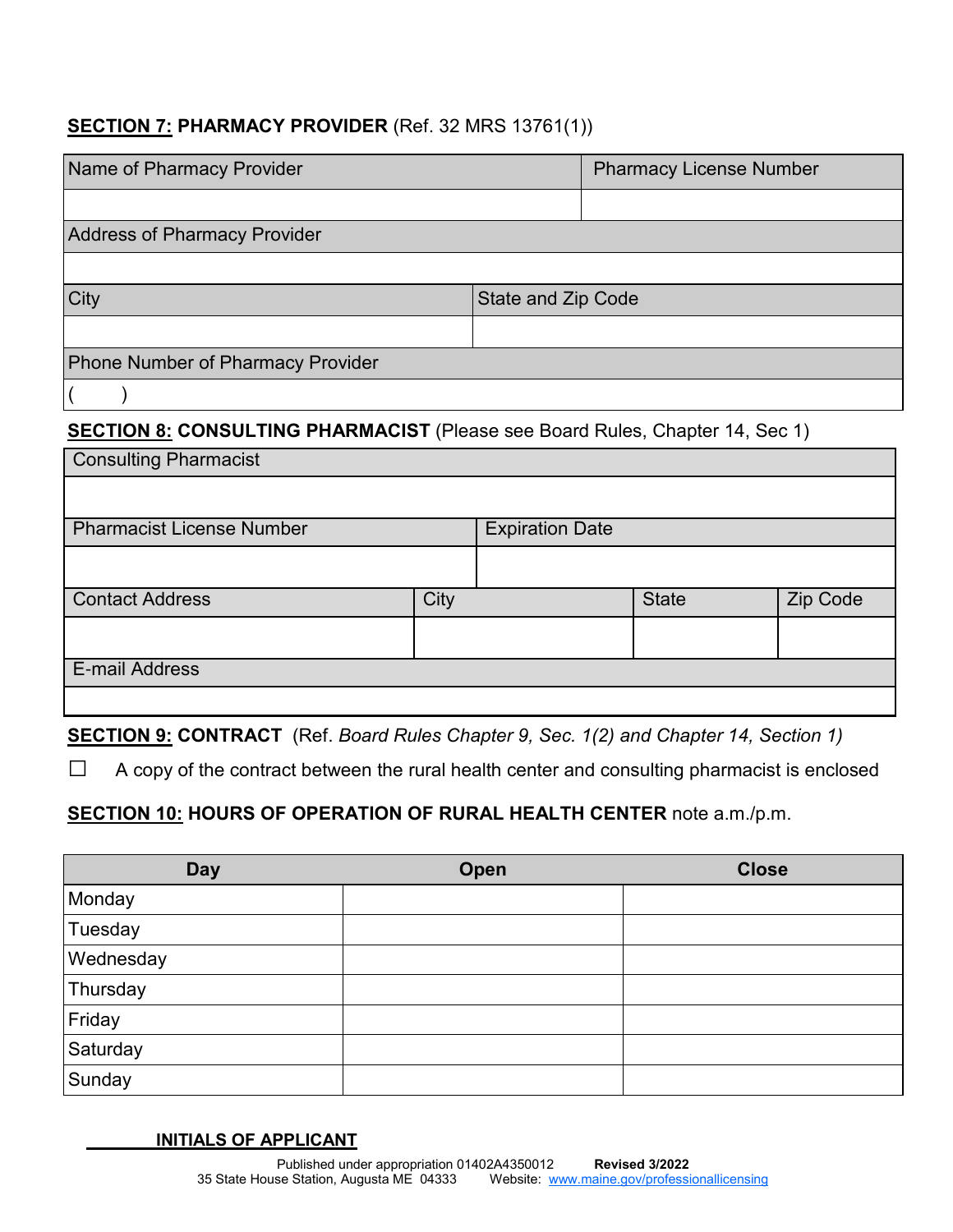**SECTION 7: PHARMACY PROVIDER** (Ref. 32 MRS 13761(1))

| Name of Pharmacy Provider | Pharmacy License Number |
|---|---|
| | |

| Address of Pharmacy Provider |
|---|
| |

| City | State and Zip Code |
|---|---|
| | |

| Phone Number of Pharmacy Provider |
|---|
| (&nbsp;&nbsp;&nbsp;&nbsp;) |

**SECTION 8: CONSULTING PHARMACIST** (Please see Board Rules, Chapter 14, Sec 1)

| Consulting Pharmacist |
|---|
| |

| Pharmacist License Number | Expiration Date |
|---|---|
| | |

| Contact Address | City | State | Zip Code |
|---|---|---|---|
| | | | |

| E-mail Address |
|---|
| |

**SECTION 9: CONTRACT** (Ref. *Board Rules Chapter 9, Sec. 1(2) and Chapter 14, Section 1)*

☐ A copy of the contract between the rural health center and consulting pharmacist is enclosed

**SECTION 10: HOURS OF OPERATION OF RURAL HEALTH CENTER** note a.m./p.m.

| Day | Open | Close |
|---|---|---|
| Monday | | |
| Tuesday | | |
| Wednesday | | |
| Thursday | | |
| Friday | | |
| Saturday | | |
| Sunday | | |

_______ **INITIALS OF APPLICANT**

Published under appropriation 01402A4350012 **Revised 3/2022**
35 State House Station, Augusta ME 04333 Website: www.maine.gov/professionallicensing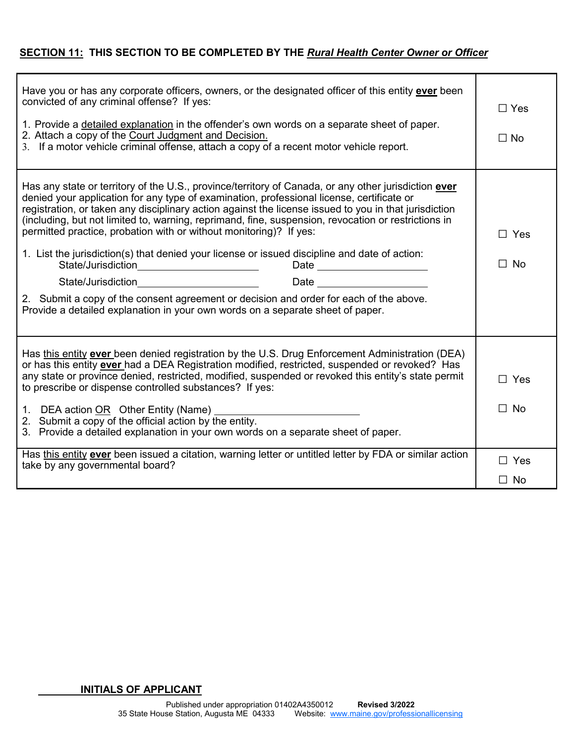**SECTION 11: THIS SECTION TO BE COMPLETED BY THE *Rural Health Center Owner or Officer***

| Question | Response |
| --- | --- |
| Have you or has any corporate officers, owners, or the designated officer of this entity **ever** been convicted of any criminal offense? If yes:<br><br>1. Provide a detailed explanation in the offender's own words on a separate sheet of paper.<br>2. Attach a copy of the Court Judgment and Decision.<br>3. If a motor vehicle criminal offense, attach a copy of a recent motor vehicle report. | ☐ Yes<br><br>☐ No |
| Has any state or territory of the U.S., province/territory of Canada, or any other jurisdiction **ever** denied your application for any type of examination, professional license, certificate or registration, or taken any disciplinary action against the license issued to you in that jurisdiction (including, but not limited to, warning, reprimand, fine, suspension, revocation or restrictions in permitted practice, probation with or without monitoring)? If yes:<br><br>1. List the jurisdiction(s) that denied your license or issued discipline and date of action:<br>State/Jurisdiction\_\_\_\_\_\_\_\_\_\_\_\_\_\_\_\_\_\_\_\_ Date \_\_\_\_\_\_\_\_\_\_\_\_\_\_\_\_\_\_<br>State/Jurisdiction\_\_\_\_\_\_\_\_\_\_\_\_\_\_\_\_\_\_\_\_ Date \_\_\_\_\_\_\_\_\_\_\_\_\_\_\_\_\_\_<br><br>2. Submit a copy of the consent agreement or decision and order for each of the above. Provide a detailed explanation in your own words on a separate sheet of paper. | ☐ Yes<br><br>☐ No |
| Has this entity **ever** been denied registration by the U.S. Drug Enforcement Administration (DEA) or has this entity **ever** had a DEA Registration modified, restricted, suspended or revoked? Has any state or province denied, restricted, modified, suspended or revoked this entity's state permit to prescribe or dispense controlled substances? If yes:<br><br>1. DEA action OR Other Entity (Name) \_\_\_\_\_\_\_\_\_\_\_\_\_\_\_\_\_\_\_\_\_\_<br>2. Submit a copy of the official action by the entity.<br>3. Provide a detailed explanation in your own words on a separate sheet of paper. | ☐ Yes<br><br>☐ No |
| Has this entity **ever** been issued a citation, warning letter or untitled letter by FDA or similar action take by any governmental board? | ☐ Yes<br><br>☐ No |

\_\_\_\_\_\_\_\_ **INITIALS OF APPLICANT**

Published under appropriation 01402A4350012 **Revised 3/2022**
35 State House Station, Augusta ME 04333 Website: www.maine.gov/professionallicensing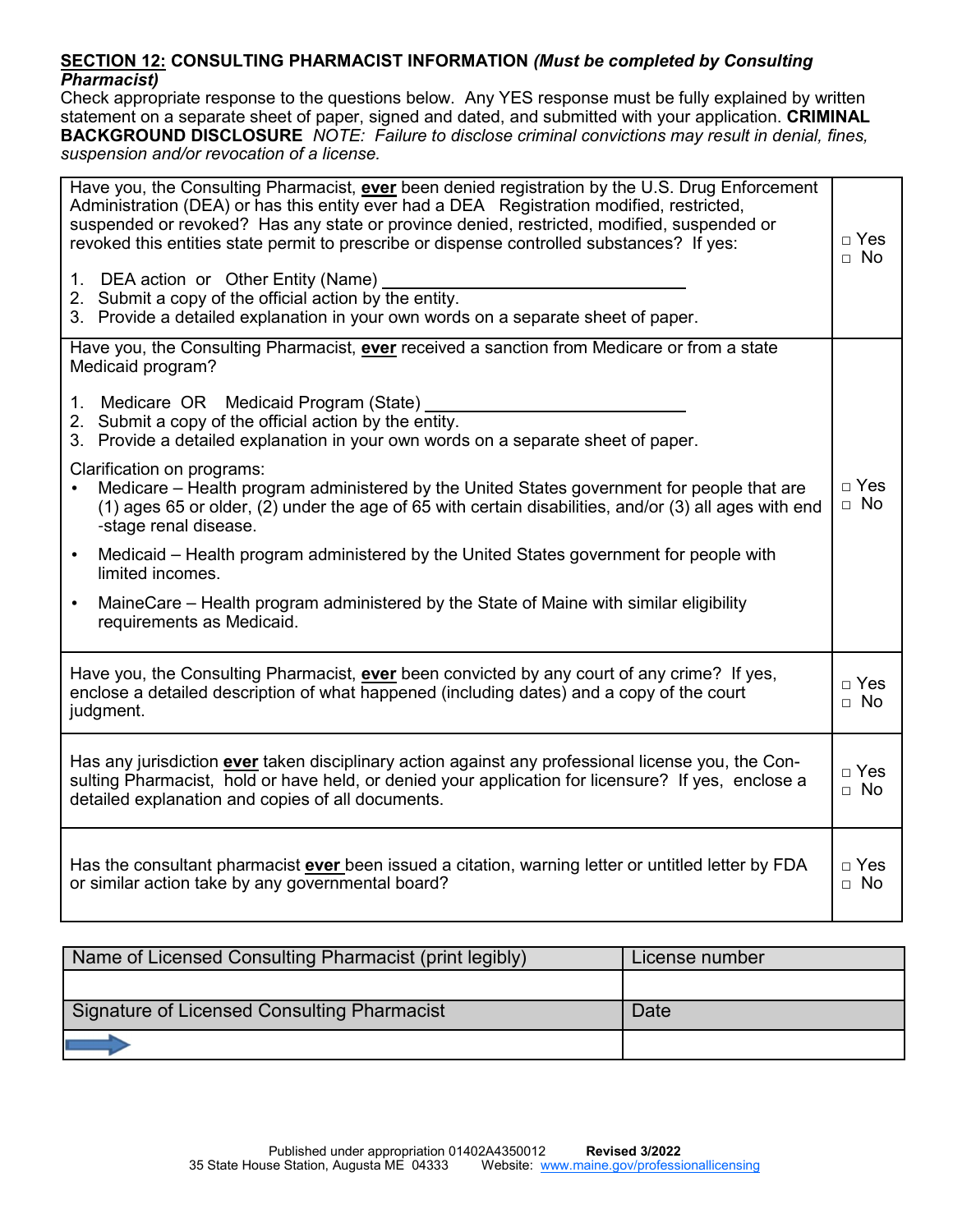**SECTION 12: CONSULTING PHARMACIST INFORMATION** ***(Must be completed by Consulting Pharmacist)***

Check appropriate response to the questions below. Any YES response must be fully explained by written statement on a separate sheet of paper, signed and dated, and submitted with your application. **CRIMINAL BACKGROUND DISCLOSURE** *NOTE: Failure to disclose criminal convictions may result in denial, fines, suspension and/or revocation of a license.*

| Question | Response |
|---|---|
| Have you, the Consulting Pharmacist, **ever** been denied registration by the U.S. Drug Enforcement Administration (DEA) or has this entity ever had a DEA Registration modified, restricted, suspended or revoked? Has any state or province denied, restricted, modified, suspended or revoked this entities state permit to prescribe or dispense controlled substances? If yes:<br>1. DEA action or Other Entity (Name) ______________________<br>2. Submit a copy of the official action by the entity.<br>3. Provide a detailed explanation in your own words on a separate sheet of paper. | □ Yes<br>□ No |
| Have you, the Consulting Pharmacist, **ever** received a sanction from Medicare or from a state Medicaid program?<br>1. Medicare OR Medicaid Program (State) ______________________<br>2. Submit a copy of the official action by the entity.<br>3. Provide a detailed explanation in your own words on a separate sheet of paper.<br>Clarification on programs:<br>• Medicare – Health program administered by the United States government for people that are (1) ages 65 or older, (2) under the age of 65 with certain disabilities, and/or (3) all ages with end-stage renal disease.<br>• Medicaid – Health program administered by the United States government for people with limited incomes.<br>• MaineCare – Health program administered by the State of Maine with similar eligibility requirements as Medicaid. | □ Yes<br>□ No |
| Have you, the Consulting Pharmacist, **ever** been convicted by any court of any crime? If yes, enclose a detailed description of what happened (including dates) and a copy of the court judgment. | □ Yes<br>□ No |
| Has any jurisdiction **ever** taken disciplinary action against any professional license you, the Consulting Pharmacist, hold or have held, or denied your application for licensure? If yes, enclose a detailed explanation and copies of all documents. | □ Yes<br>□ No |
| Has the consultant pharmacist **ever** been issued a citation, warning letter or untitled letter by FDA or similar action take by any governmental board? | □ Yes<br>□ No |

| Name of Licensed Consulting Pharmacist (print legibly) | License number |
|---|---|
| | |
| **Signature of Licensed Consulting Pharmacist** | **Date** |
| | |

Published under appropriation 01402A4350012 **Revised 3/2022**
35 State House Station, Augusta ME 04333 Website: www.maine.gov/professionallicensing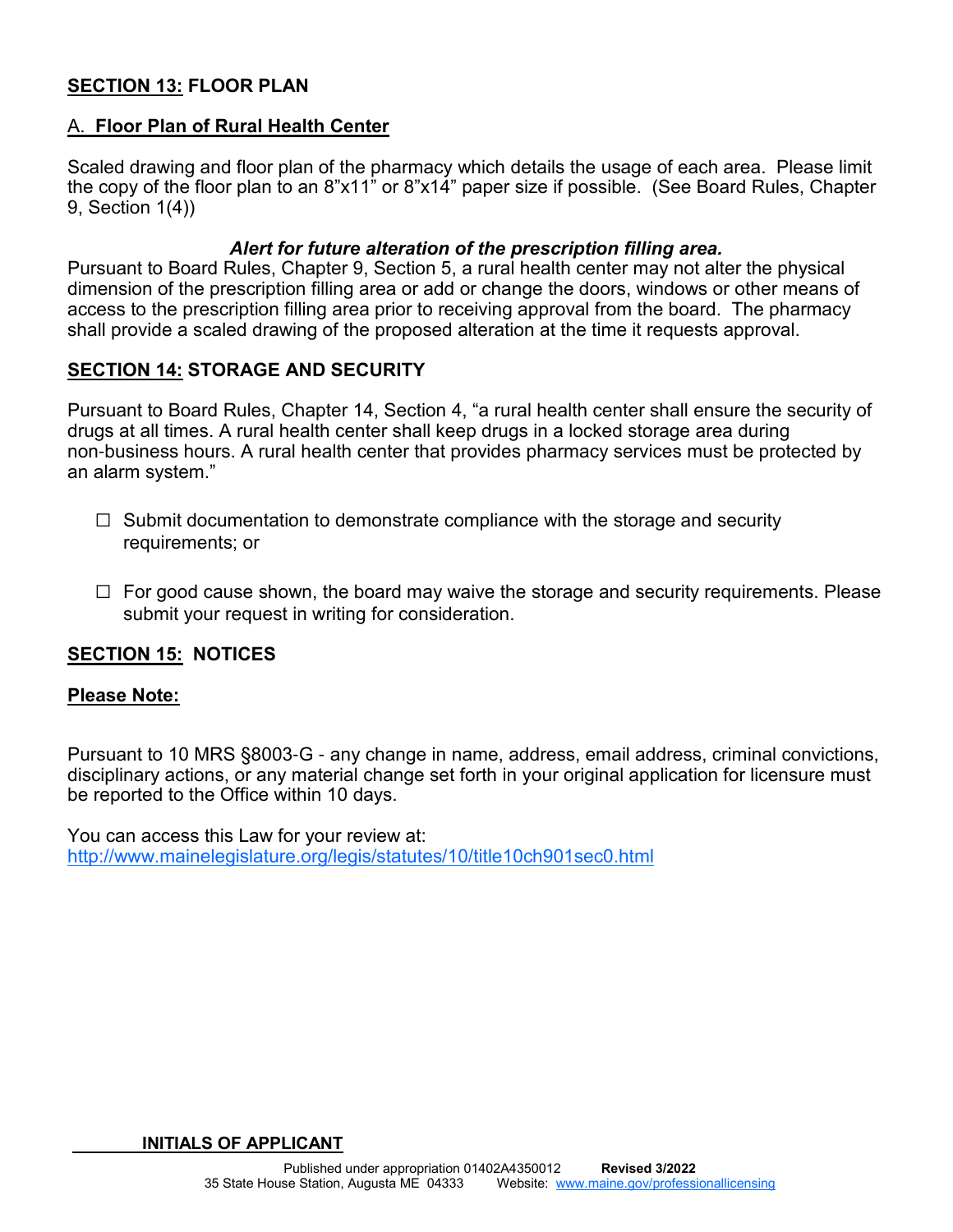## **SECTION 13:** FLOOR PLAN

### A. **Floor Plan of Rural Health Center**

Scaled drawing and floor plan of the pharmacy which details the usage of each area. Please limit the copy of the floor plan to an 8"x11" or 8"x14" paper size if possible. (See Board Rules, Chapter 9, Section 1(4))

***Alert for future alteration of the prescription filling area.***

Pursuant to Board Rules, Chapter 9, Section 5, a rural health center may not alter the physical dimension of the prescription filling area or add or change the doors, windows or other means of access to the prescription filling area prior to receiving approval from the board. The pharmacy shall provide a scaled drawing of the proposed alteration at the time it requests approval.

## **SECTION 14:** STORAGE AND SECURITY

Pursuant to Board Rules, Chapter 14, Section 4, "a rural health center shall ensure the security of drugs at all times. A rural health center shall keep drugs in a locked storage area during non-business hours. A rural health center that provides pharmacy services must be protected by an alarm system."

☐ Submit documentation to demonstrate compliance with the storage and security requirements; or

☐ For good cause shown, the board may waive the storage and security requirements. Please submit your request in writing for consideration.

## **SECTION 15:** NOTICES

**Please Note:**

Pursuant to 10 MRS §8003-G - any change in name, address, email address, criminal convictions, disciplinary actions, or any material change set forth in your original application for licensure must be reported to the Office within 10 days.

You can access this Law for your review at:
http://www.mainelegislature.org/legis/statutes/10/title10ch901sec0.html

______ **INITIALS OF APPLICANT**

Published under appropriation 01402A4350012 **Revised 3/2022**
35 State House Station, Augusta ME 04333 Website: www.maine.gov/professionallicensing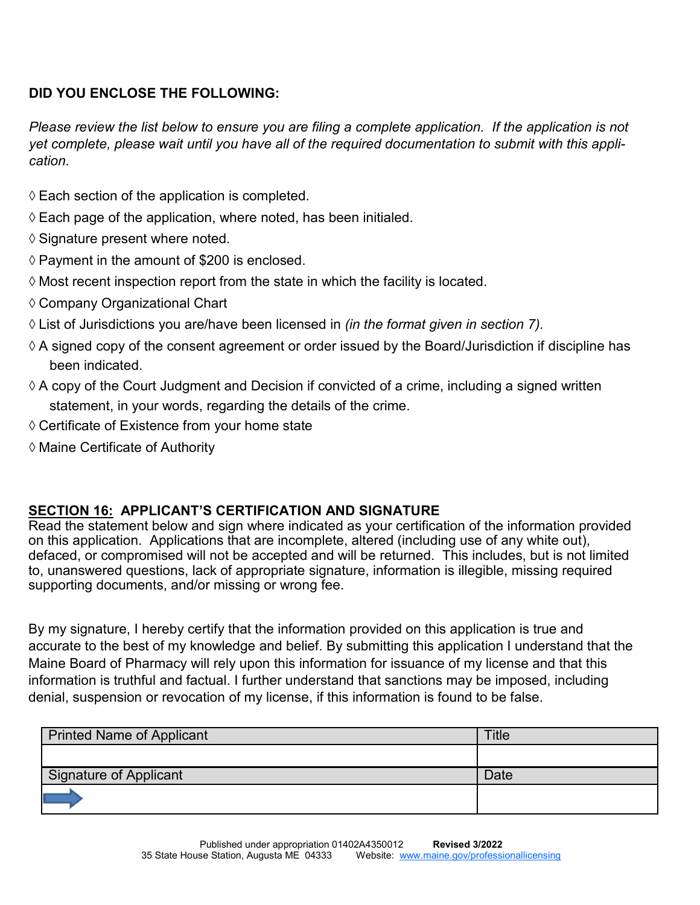**DID YOU ENCLOSE THE FOLLOWING:**

*Please review the list below to ensure you are filing a complete application. If the application is not yet complete, please wait until you have all of the required documentation to submit with this application.*

◊ Each section of the application is completed.

◊ Each page of the application, where noted, has been initialed.

◊ Signature present where noted.

◊ Payment in the amount of $200 is enclosed.

◊ Most recent inspection report from the state in which the facility is located.

◊ Company Organizational Chart

◊ List of Jurisdictions you are/have been licensed in *(in the format given in section 7).*

◊ A signed copy of the consent agreement or order issued by the Board/Jurisdiction if discipline has been indicated.

◊ A copy of the Court Judgment and Decision if convicted of a crime, including a signed written statement, in your words, regarding the details of the crime.

◊ Certificate of Existence from your home state

◊ Maine Certificate of Authority

**SECTION 16: APPLICANT'S CERTIFICATION AND SIGNATURE**

Read the statement below and sign where indicated as your certification of the information provided on this application. Applications that are incomplete, altered (including use of any white out), defaced, or compromised will not be accepted and will be returned. This includes, but is not limited to, unanswered questions, lack of appropriate signature, information is illegible, missing required supporting documents, and/or missing or wrong fee.

By my signature, I hereby certify that the information provided on this application is true and accurate to the best of my knowledge and belief. By submitting this application I understand that the Maine Board of Pharmacy will rely upon this information for issuance of my license and that this information is truthful and factual. I further understand that sanctions may be imposed, including denial, suspension or revocation of my license, if this information is found to be false.

| Printed Name of Applicant | Title |
|---|---|
| | |
| Signature of Applicant | Date |
| | |

Published under appropriation 01402A4350012 **Revised 3/2022**
35 State House Station, Augusta ME 04333 Website: www.maine.gov/professionallicensing